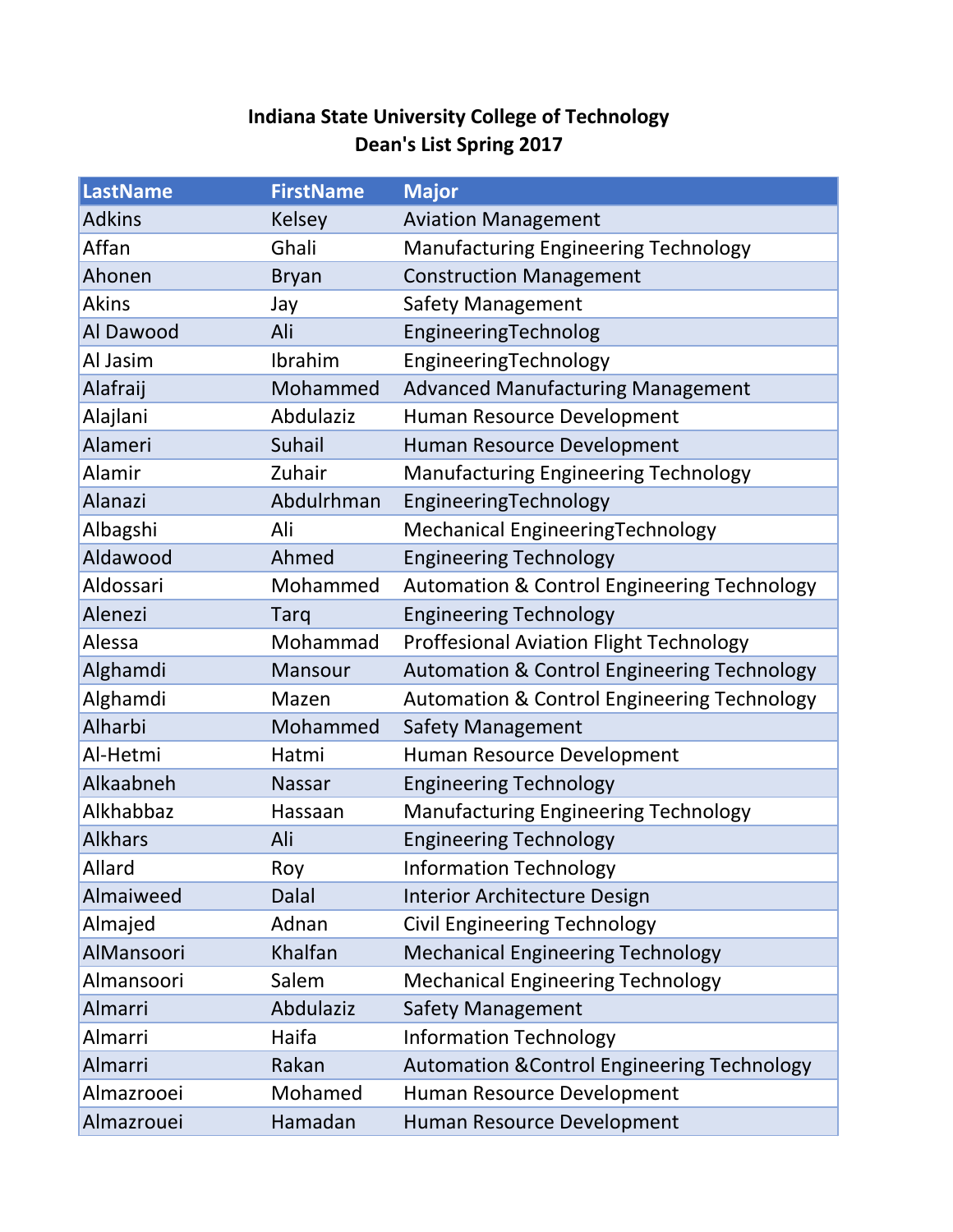# Indiana State University College of Technology
## Dean's List Spring 2017

| LastName | FirstName | Major |
|---|---|---|
| Adkins | Kelsey | Aviation Management |
| Affan | Ghali | Manufacturing Engineering Technology |
| Ahonen | Bryan | Construction Management |
| Akins | Jay | Safety Management |
| Al Dawood | Ali | EngineeringTechnolog |
| Al Jasim | Ibrahim | EngineeringTechnology |
| Alafraij | Mohammed | Advanced Manufacturing Management |
| Alajlani | Abdulaziz | Human Resource Development |
| Alameri | Suhail | Human Resource Development |
| Alamir | Zuhair | Manufacturing Engineering Technology |
| Alanazi | Abdulrhman | EngineeringTechnology |
| Albagshi | Ali | Mechanical EngineeringTechnology |
| Aldawood | Ahmed | Engineering Technology |
| Aldossari | Mohammed | Automation & Control Engineering Technology |
| Alenezi | Tarq | Engineering Technology |
| Alessa | Mohammad | Proffesional Aviation Flight Technology |
| Alghamdi | Mansour | Automation & Control Engineering Technology |
| Alghamdi | Mazen | Automation & Control Engineering Technology |
| Alharbi | Mohammed | Safety Management |
| Al-Hetmi | Hatmi | Human Resource Development |
| Alkaabneh | Nassar | Engineering Technology |
| Alkhabbaz | Hassaan | Manufacturing Engineering Technology |
| Alkhars | Ali | Engineering Technology |
| Allard | Roy | Information Technology |
| Almaiweed | Dalal | Interior Architecture Design |
| Almajed | Adnan | Civil Engineering Technology |
| AlMansoori | Khalfan | Mechanical Engineering Technology |
| Almansoori | Salem | Mechanical Engineering Technology |
| Almarri | Abdulaziz | Safety Management |
| Almarri | Haifa | Information Technology |
| Almarri | Rakan | Automation &Control Engineering Technology |
| Almazrooei | Mohamed | Human Resource Development |
| Almazrouei | Hamadan | Human Resource Development |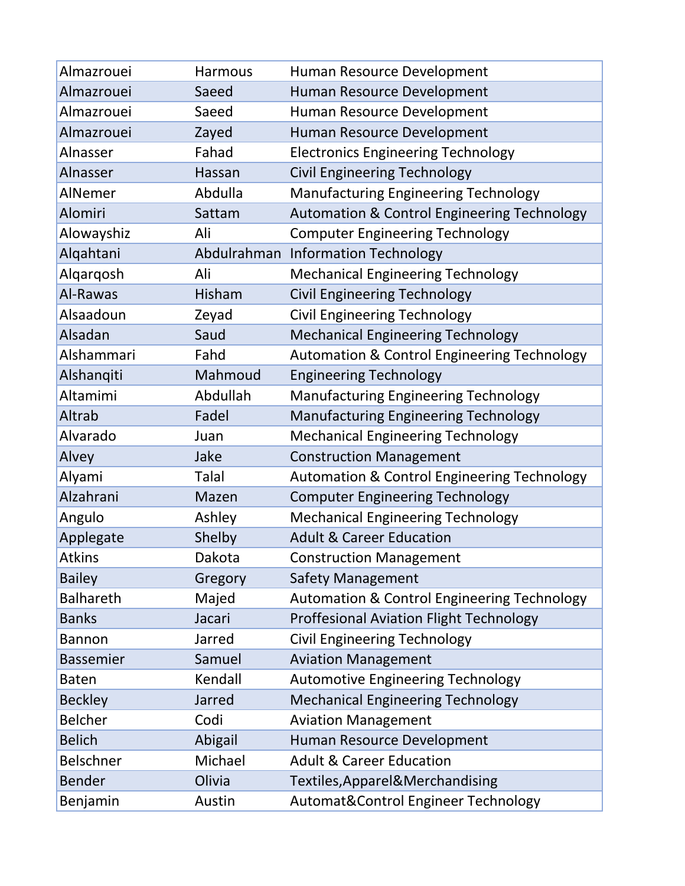| | | |
|---|---|---|
| Almazrouei | Harmous | Human Resource Development |
| Almazrouei | Saeed | Human Resource Development |
| Almazrouei | Saeed | Human Resource Development |
| Almazrouei | Zayed | Human Resource Development |
| Alnasser | Fahad | Electronics Engineering Technology |
| Alnasser | Hassan | Civil Engineering Technology |
| AlNemer | Abdulla | Manufacturing Engineering Technology |
| Alomiri | Sattam | Automation & Control Engineering Technology |
| Alowayshiz | Ali | Computer Engineering Technology |
| Alqahtani | Abdulrahman | Information Technology |
| Alqarqosh | Ali | Mechanical Engineering Technology |
| Al-Rawas | Hisham | Civil Engineering Technology |
| Alsaadoun | Zeyad | Civil Engineering Technology |
| Alsadan | Saud | Mechanical Engineering Technology |
| Alshammari | Fahd | Automation & Control Engineering Technology |
| Alshanqiti | Mahmoud | Engineering Technology |
| Altamimi | Abdullah | Manufacturing Engineering Technology |
| Altrab | Fadel | Manufacturing Engineering Technology |
| Alvarado | Juan | Mechanical Engineering Technology |
| Alvey | Jake | Construction Management |
| Alyami | Talal | Automation & Control Engineering Technology |
| Alzahrani | Mazen | Computer Engineering Technology |
| Angulo | Ashley | Mechanical Engineering Technology |
| Applegate | Shelby | Adult & Career Education |
| Atkins | Dakota | Construction Management |
| Bailey | Gregory | Safety Management |
| Balhareth | Majed | Automation & Control Engineering Technology |
| Banks | Jacari | Proffesional Aviation Flight Technology |
| Bannon | Jarred | Civil Engineering Technology |
| Bassemier | Samuel | Aviation Management |
| Baten | Kendall | Automotive Engineering Technology |
| Beckley | Jarred | Mechanical Engineering Technology |
| Belcher | Codi | Aviation Management |
| Belich | Abigail | Human Resource Development |
| Belschner | Michael | Adult & Career Education |
| Bender | Olivia | Textiles,Apparel&Merchandising |
| Benjamin | Austin | Automat&Control Engineer Technology |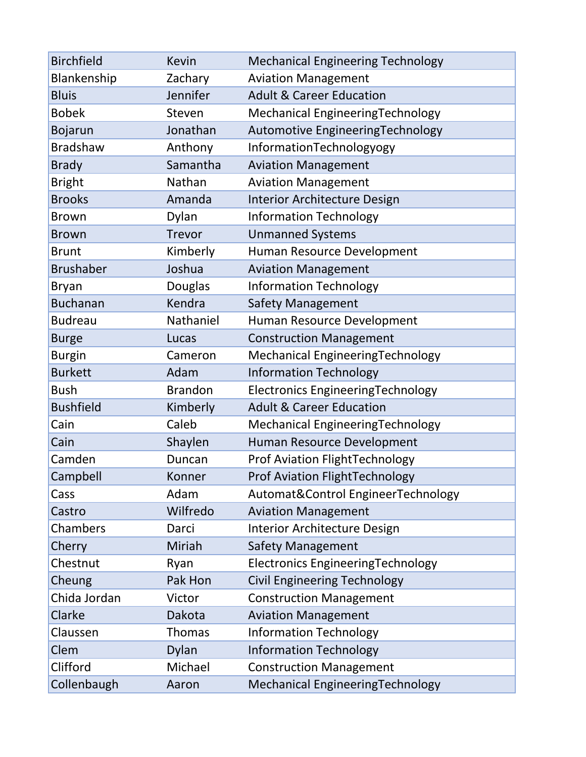| | | |
|---|---|---|
| Birchfield | Kevin | Mechanical Engineering Technology |
| Blankenship | Zachary | Aviation Management |
| Bluis | Jennifer | Adult & Career Education |
| Bobek | Steven | Mechanical EngineeringTechnology |
| Bojarun | Jonathan | Automotive EngineeringTechnology |
| Bradshaw | Anthony | InformationTechnologyogy |
| Brady | Samantha | Aviation Management |
| Bright | Nathan | Aviation Management |
| Brooks | Amanda | Interior Architecture Design |
| Brown | Dylan | Information Technology |
| Brown | Trevor | Unmanned Systems |
| Brunt | Kimberly | Human Resource Development |
| Brushaber | Joshua | Aviation Management |
| Bryan | Douglas | Information Technology |
| Buchanan | Kendra | Safety Management |
| Budreau | Nathaniel | Human Resource Development |
| Burge | Lucas | Construction Management |
| Burgin | Cameron | Mechanical EngineeringTechnology |
| Burkett | Adam | Information Technology |
| Bush | Brandon | Electronics EngineeringTechnology |
| Bushfield | Kimberly | Adult & Career Education |
| Cain | Caleb | Mechanical EngineeringTechnology |
| Cain | Shaylen | Human Resource Development |
| Camden | Duncan | Prof Aviation FlightTechnology |
| Campbell | Konner | Prof Aviation FlightTechnology |
| Cass | Adam | Automat&Control EngineerTechnology |
| Castro | Wilfredo | Aviation Management |
| Chambers | Darci | Interior Architecture Design |
| Cherry | Miriah | Safety Management |
| Chestnut | Ryan | Electronics EngineeringTechnology |
| Cheung | Pak Hon | Civil Engineering Technology |
| Chida Jordan | Victor | Construction Management |
| Clarke | Dakota | Aviation Management |
| Claussen | Thomas | Information Technology |
| Clem | Dylan | Information Technology |
| Clifford | Michael | Construction Management |
| Collenbaugh | Aaron | Mechanical EngineeringTechnology |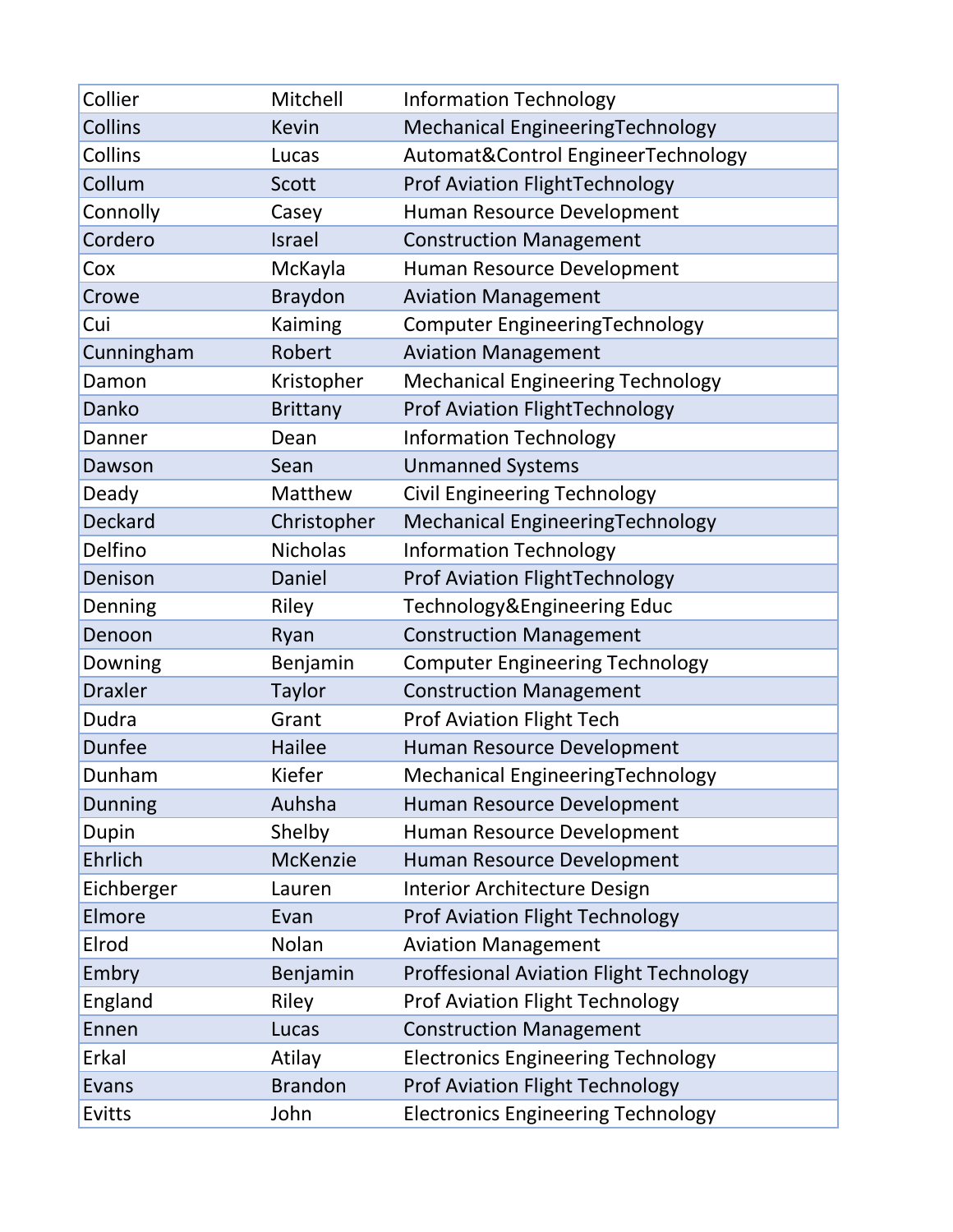| | | |
|---|---|---|
| Collier | Mitchell | Information Technology |
| Collins | Kevin | Mechanical EngineeringTechnology |
| Collins | Lucas | Automat&Control EngineerTechnology |
| Collum | Scott | Prof Aviation FlightTechnology |
| Connolly | Casey | Human Resource Development |
| Cordero | Israel | Construction Management |
| Cox | McKayla | Human Resource Development |
| Crowe | Braydon | Aviation Management |
| Cui | Kaiming | Computer EngineeringTechnology |
| Cunningham | Robert | Aviation Management |
| Damon | Kristopher | Mechanical Engineering Technology |
| Danko | Brittany | Prof Aviation FlightTechnology |
| Danner | Dean | Information Technology |
| Dawson | Sean | Unmanned Systems |
| Deady | Matthew | Civil Engineering Technology |
| Deckard | Christopher | Mechanical EngineeringTechnology |
| Delfino | Nicholas | Information Technology |
| Denison | Daniel | Prof Aviation FlightTechnology |
| Denning | Riley | Technology&Engineering Educ |
| Denoon | Ryan | Construction Management |
| Downing | Benjamin | Computer Engineering Technology |
| Draxler | Taylor | Construction Management |
| Dudra | Grant | Prof Aviation Flight Tech |
| Dunfee | Hailee | Human Resource Development |
| Dunham | Kiefer | Mechanical EngineeringTechnology |
| Dunning | Auhsha | Human Resource Development |
| Dupin | Shelby | Human Resource Development |
| Ehrlich | McKenzie | Human Resource Development |
| Eichberger | Lauren | Interior Architecture Design |
| Elmore | Evan | Prof Aviation Flight Technology |
| Elrod | Nolan | Aviation Management |
| Embry | Benjamin | Proffesional Aviation Flight Technology |
| England | Riley | Prof Aviation Flight Technology |
| Ennen | Lucas | Construction Management |
| Erkal | Atilay | Electronics Engineering Technology |
| Evans | Brandon | Prof Aviation Flight Technology |
| Evitts | John | Electronics Engineering Technology |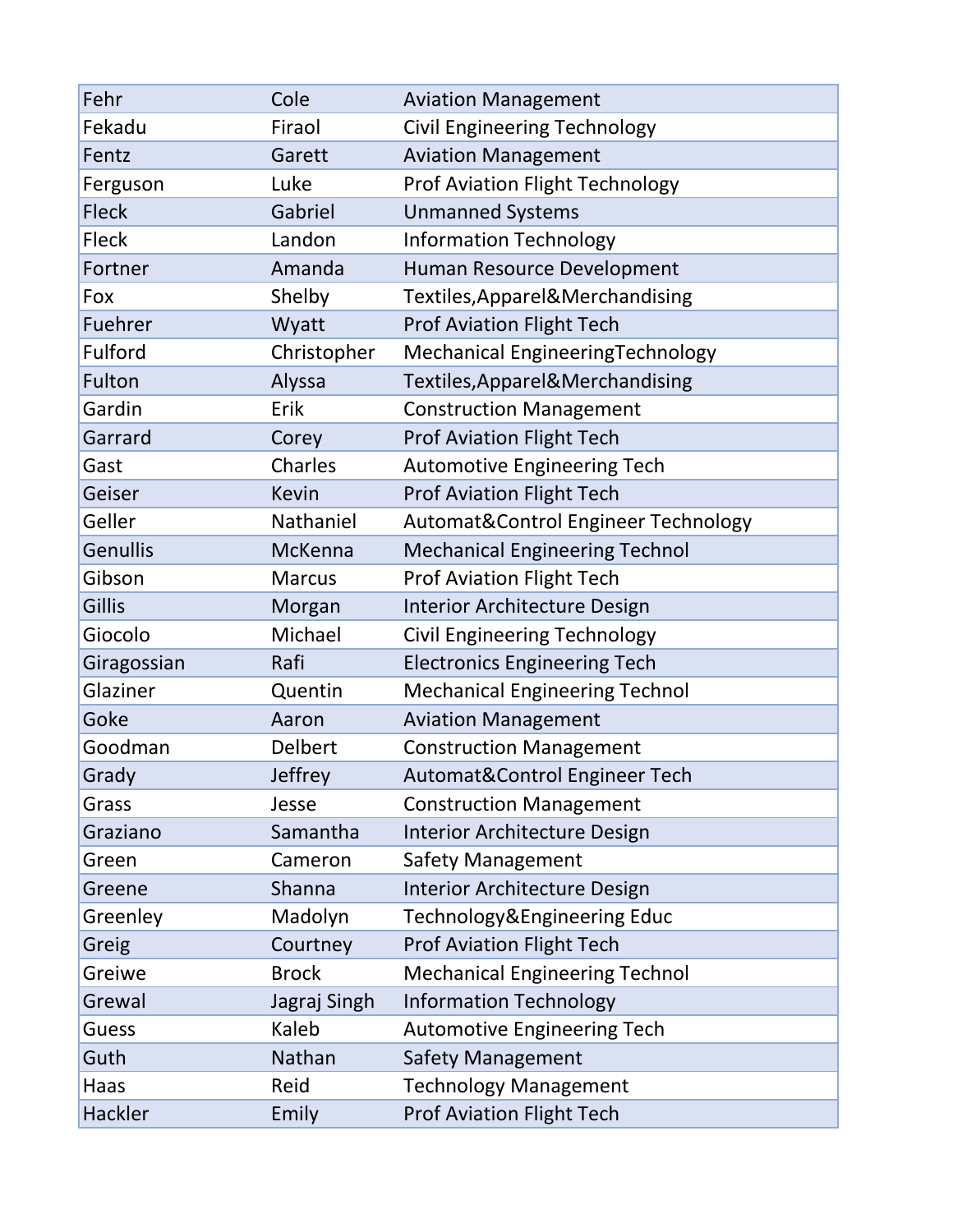| | | |
|---|---|---|
| Fehr | Cole | Aviation Management |
| Fekadu | Firaol | Civil Engineering Technology |
| Fentz | Garett | Aviation Management |
| Ferguson | Luke | Prof Aviation Flight Technology |
| Fleck | Gabriel | Unmanned Systems |
| Fleck | Landon | Information Technology |
| Fortner | Amanda | Human Resource Development |
| Fox | Shelby | Textiles,Apparel&Merchandising |
| Fuehrer | Wyatt | Prof Aviation Flight Tech |
| Fulford | Christopher | Mechanical EngineeringTechnology |
| Fulton | Alyssa | Textiles,Apparel&Merchandising |
| Gardin | Erik | Construction Management |
| Garrard | Corey | Prof Aviation Flight Tech |
| Gast | Charles | Automotive Engineering Tech |
| Geiser | Kevin | Prof Aviation Flight Tech |
| Geller | Nathaniel | Automat&Control Engineer Technology |
| Genullis | McKenna | Mechanical Engineering Technol |
| Gibson | Marcus | Prof Aviation Flight Tech |
| Gillis | Morgan | Interior Architecture Design |
| Giocolo | Michael | Civil Engineering Technology |
| Giragossian | Rafi | Electronics Engineering Tech |
| Glaziner | Quentin | Mechanical Engineering Technol |
| Goke | Aaron | Aviation Management |
| Goodman | Delbert | Construction Management |
| Grady | Jeffrey | Automat&Control Engineer Tech |
| Grass | Jesse | Construction Management |
| Graziano | Samantha | Interior Architecture Design |
| Green | Cameron | Safety Management |
| Greene | Shanna | Interior Architecture Design |
| Greenley | Madolyn | Technology&Engineering Educ |
| Greig | Courtney | Prof Aviation Flight Tech |
| Greiwe | Brock | Mechanical Engineering Technol |
| Grewal | Jagraj Singh | Information Technology |
| Guess | Kaleb | Automotive Engineering Tech |
| Guth | Nathan | Safety Management |
| Haas | Reid | Technology Management |
| Hackler | Emily | Prof Aviation Flight Tech |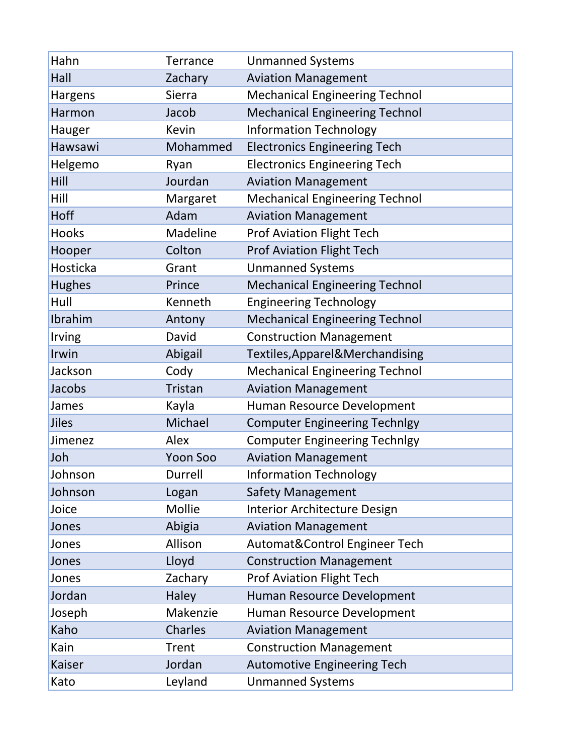| | | |
|---|---|---|
| Hahn | Terrance | Unmanned Systems |
| Hall | Zachary | Aviation Management |
| Hargens | Sierra | Mechanical Engineering Technol |
| Harmon | Jacob | Mechanical Engineering Technol |
| Hauger | Kevin | Information Technology |
| Hawsawi | Mohammed | Electronics Engineering Tech |
| Helgemo | Ryan | Electronics Engineering Tech |
| Hill | Jourdan | Aviation Management |
| Hill | Margaret | Mechanical Engineering Technol |
| Hoff | Adam | Aviation Management |
| Hooks | Madeline | Prof Aviation Flight Tech |
| Hooper | Colton | Prof Aviation Flight Tech |
| Hosticka | Grant | Unmanned Systems |
| Hughes | Prince | Mechanical Engineering Technol |
| Hull | Kenneth | Engineering Technology |
| Ibrahim | Antony | Mechanical Engineering Technol |
| Irving | David | Construction Management |
| Irwin | Abigail | Textiles,Apparel&Merchandising |
| Jackson | Cody | Mechanical Engineering Technol |
| Jacobs | Tristan | Aviation Management |
| James | Kayla | Human Resource Development |
| Jiles | Michael | Computer Engineering Technlgy |
| Jimenez | Alex | Computer Engineering Technlgy |
| Joh | Yoon Soo | Aviation Management |
| Johnson | Durrell | Information Technology |
| Johnson | Logan | Safety Management |
| Joice | Mollie | Interior Architecture Design |
| Jones | Abigia | Aviation Management |
| Jones | Allison | Automat&Control Engineer Tech |
| Jones | Lloyd | Construction Management |
| Jones | Zachary | Prof Aviation Flight Tech |
| Jordan | Haley | Human Resource Development |
| Joseph | Makenzie | Human Resource Development |
| Kaho | Charles | Aviation Management |
| Kain | Trent | Construction Management |
| Kaiser | Jordan | Automotive Engineering Tech |
| Kato | Leyland | Unmanned Systems |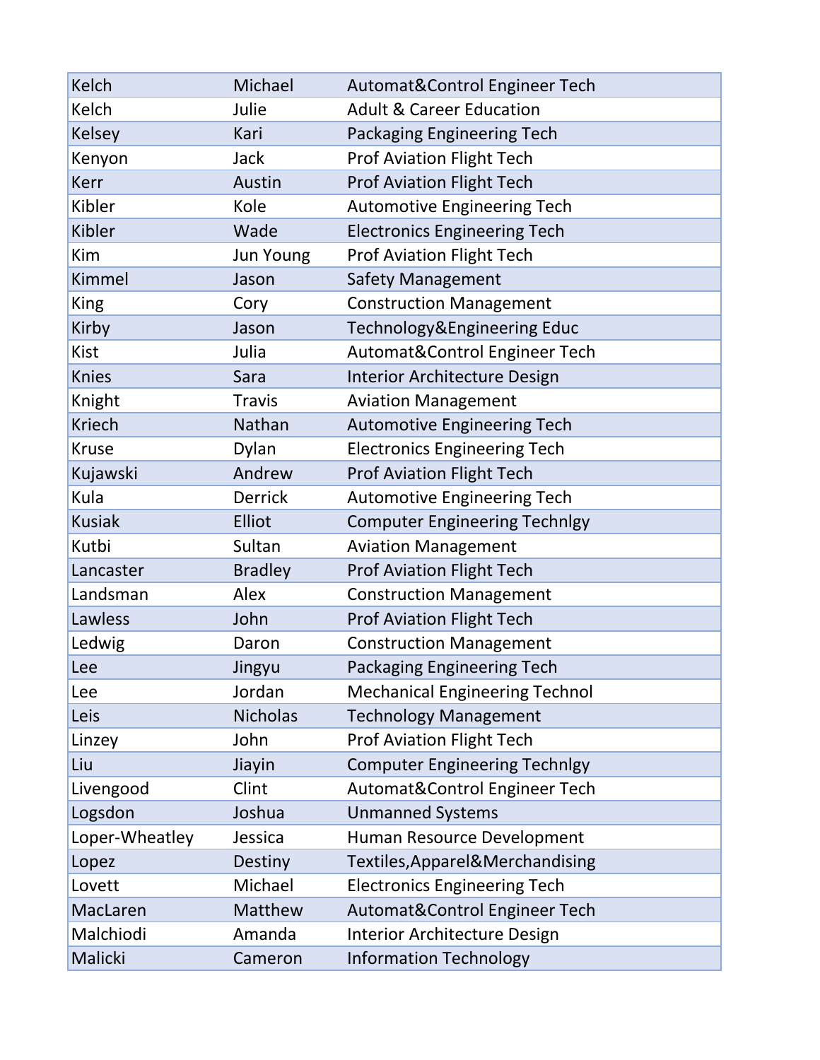| | | |
|---|---|---|
| Kelch | Michael | Automat&Control Engineer Tech |
| Kelch | Julie | Adult & Career Education |
| Kelsey | Kari | Packaging Engineering Tech |
| Kenyon | Jack | Prof Aviation Flight Tech |
| Kerr | Austin | Prof Aviation Flight Tech |
| Kibler | Kole | Automotive Engineering Tech |
| Kibler | Wade | Electronics Engineering Tech |
| Kim | Jun Young | Prof Aviation Flight Tech |
| Kimmel | Jason | Safety Management |
| King | Cory | Construction Management |
| Kirby | Jason | Technology&Engineering Educ |
| Kist | Julia | Automat&Control Engineer Tech |
| Knies | Sara | Interior Architecture Design |
| Knight | Travis | Aviation Management |
| Kriech | Nathan | Automotive Engineering Tech |
| Kruse | Dylan | Electronics Engineering Tech |
| Kujawski | Andrew | Prof Aviation Flight Tech |
| Kula | Derrick | Automotive Engineering Tech |
| Kusiak | Elliot | Computer Engineering Technlgy |
| Kutbi | Sultan | Aviation Management |
| Lancaster | Bradley | Prof Aviation Flight Tech |
| Landsman | Alex | Construction Management |
| Lawless | John | Prof Aviation Flight Tech |
| Ledwig | Daron | Construction Management |
| Lee | Jingyu | Packaging Engineering Tech |
| Lee | Jordan | Mechanical Engineering Technol |
| Leis | Nicholas | Technology Management |
| Linzey | John | Prof Aviation Flight Tech |
| Liu | Jiayin | Computer Engineering Technlgy |
| Livengood | Clint | Automat&Control Engineer Tech |
| Logsdon | Joshua | Unmanned Systems |
| Loper-Wheatley | Jessica | Human Resource Development |
| Lopez | Destiny | Textiles,Apparel&Merchandising |
| Lovett | Michael | Electronics Engineering Tech |
| MacLaren | Matthew | Automat&Control Engineer Tech |
| Malchiodi | Amanda | Interior Architecture Design |
| Malicki | Cameron | Information Technology |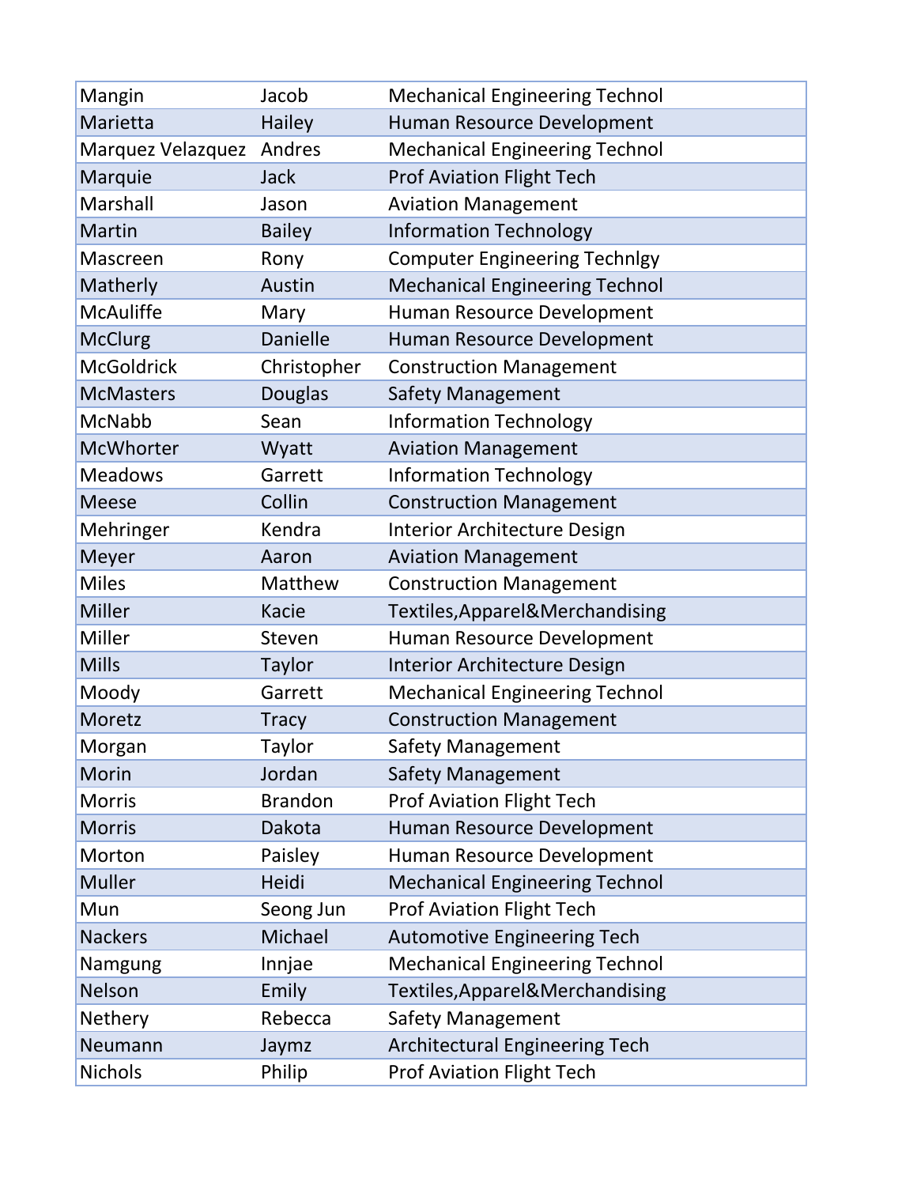| | | |
|---|---|---|
| Mangin | Jacob | Mechanical Engineering Technol |
| Marietta | Hailey | Human Resource Development |
| Marquez Velazquez | Andres | Mechanical Engineering Technol |
| Marquie | Jack | Prof Aviation Flight Tech |
| Marshall | Jason | Aviation Management |
| Martin | Bailey | Information Technology |
| Mascreen | Rony | Computer Engineering Technlgy |
| Matherly | Austin | Mechanical Engineering Technol |
| McAuliffe | Mary | Human Resource Development |
| McClurg | Danielle | Human Resource Development |
| McGoldrick | Christopher | Construction Management |
| McMasters | Douglas | Safety Management |
| McNabb | Sean | Information Technology |
| McWhorter | Wyatt | Aviation Management |
| Meadows | Garrett | Information Technology |
| Meese | Collin | Construction Management |
| Mehringer | Kendra | Interior Architecture Design |
| Meyer | Aaron | Aviation Management |
| Miles | Matthew | Construction Management |
| Miller | Kacie | Textiles,Apparel&Merchandising |
| Miller | Steven | Human Resource Development |
| Mills | Taylor | Interior Architecture Design |
| Moody | Garrett | Mechanical Engineering Technol |
| Moretz | Tracy | Construction Management |
| Morgan | Taylor | Safety Management |
| Morin | Jordan | Safety Management |
| Morris | Brandon | Prof Aviation Flight Tech |
| Morris | Dakota | Human Resource Development |
| Morton | Paisley | Human Resource Development |
| Muller | Heidi | Mechanical Engineering Technol |
| Mun | Seong Jun | Prof Aviation Flight Tech |
| Nackers | Michael | Automotive Engineering Tech |
| Namgung | Innjae | Mechanical Engineering Technol |
| Nelson | Emily | Textiles,Apparel&Merchandising |
| Nethery | Rebecca | Safety Management |
| Neumann | Jaymz | Architectural Engineering Tech |
| Nichols | Philip | Prof Aviation Flight Tech |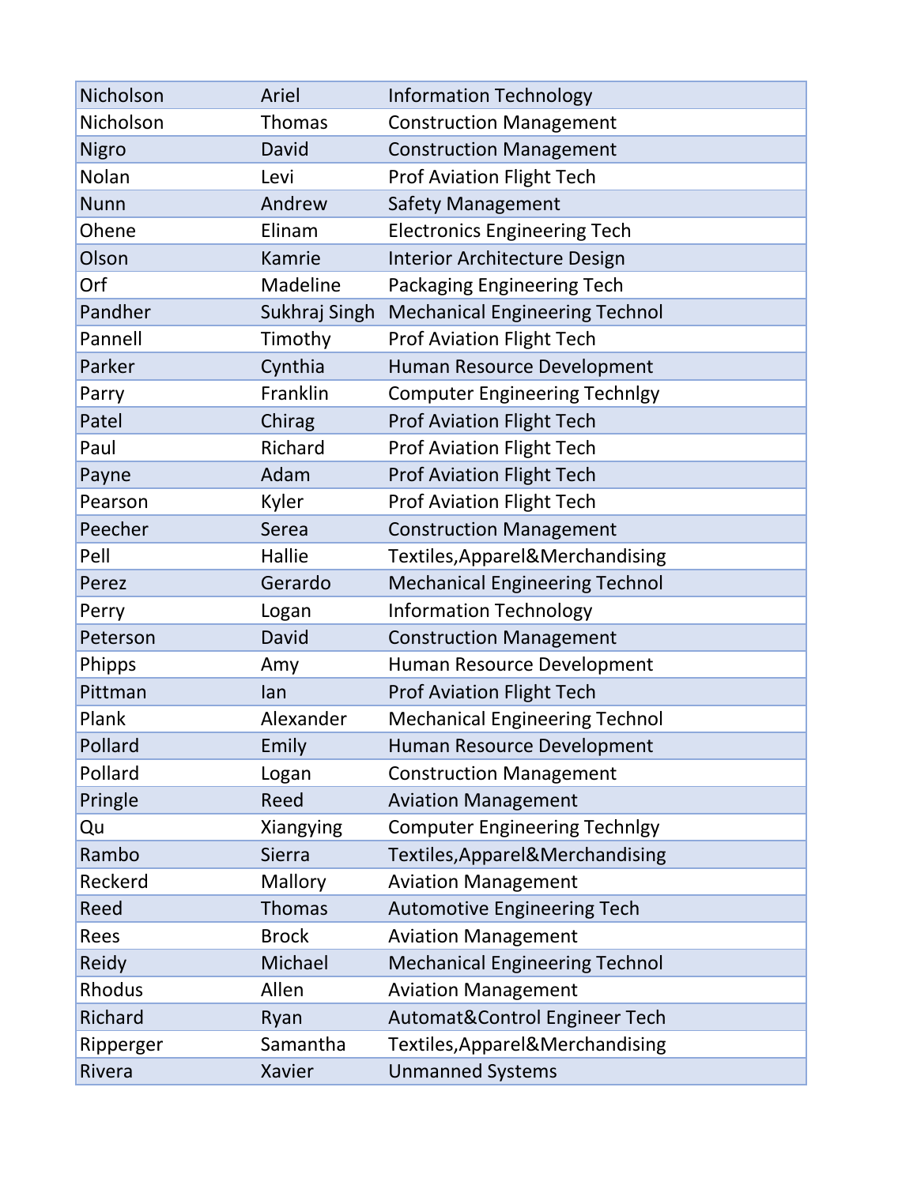| | | |
|---|---|---|
| Nicholson | Ariel | Information Technology |
| Nicholson | Thomas | Construction Management |
| Nigro | David | Construction Management |
| Nolan | Levi | Prof Aviation Flight Tech |
| Nunn | Andrew | Safety Management |
| Ohene | Elinam | Electronics Engineering Tech |
| Olson | Kamrie | Interior Architecture Design |
| Orf | Madeline | Packaging Engineering Tech |
| Pandher | Sukhraj Singh | Mechanical Engineering Technol |
| Pannell | Timothy | Prof Aviation Flight Tech |
| Parker | Cynthia | Human Resource Development |
| Parry | Franklin | Computer Engineering Technlgy |
| Patel | Chirag | Prof Aviation Flight Tech |
| Paul | Richard | Prof Aviation Flight Tech |
| Payne | Adam | Prof Aviation Flight Tech |
| Pearson | Kyler | Prof Aviation Flight Tech |
| Peecher | Serea | Construction Management |
| Pell | Hallie | Textiles,Apparel&Merchandising |
| Perez | Gerardo | Mechanical Engineering Technol |
| Perry | Logan | Information Technology |
| Peterson | David | Construction Management |
| Phipps | Amy | Human Resource Development |
| Pittman | Ian | Prof Aviation Flight Tech |
| Plank | Alexander | Mechanical Engineering Technol |
| Pollard | Emily | Human Resource Development |
| Pollard | Logan | Construction Management |
| Pringle | Reed | Aviation Management |
| Qu | Xiangying | Computer Engineering Technlgy |
| Rambo | Sierra | Textiles,Apparel&Merchandising |
| Reckerd | Mallory | Aviation Management |
| Reed | Thomas | Automotive Engineering Tech |
| Rees | Brock | Aviation Management |
| Reidy | Michael | Mechanical Engineering Technol |
| Rhodus | Allen | Aviation Management |
| Richard | Ryan | Automat&Control Engineer Tech |
| Ripperger | Samantha | Textiles,Apparel&Merchandising |
| Rivera | Xavier | Unmanned Systems |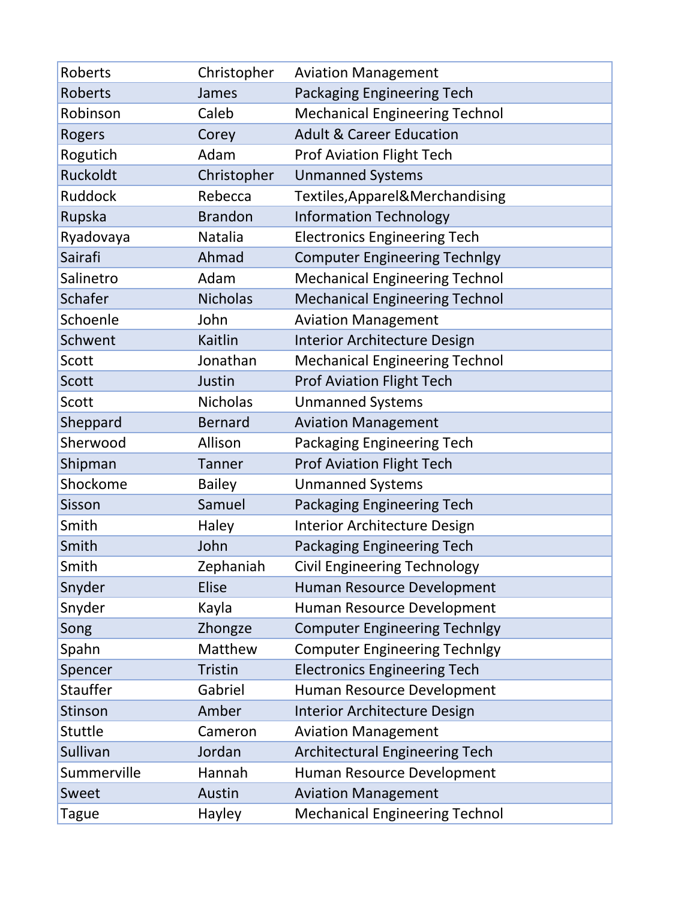| | | |
|---|---|---|
| Roberts | Christopher | Aviation Management |
| Roberts | James | Packaging Engineering Tech |
| Robinson | Caleb | Mechanical Engineering Technol |
| Rogers | Corey | Adult & Career Education |
| Rogutich | Adam | Prof Aviation Flight Tech |
| Ruckoldt | Christopher | Unmanned Systems |
| Ruddock | Rebecca | Textiles,Apparel&Merchandising |
| Rupska | Brandon | Information Technology |
| Ryadovaya | Natalia | Electronics Engineering Tech |
| Sairafi | Ahmad | Computer Engineering Technlgy |
| Salinetro | Adam | Mechanical Engineering Technol |
| Schafer | Nicholas | Mechanical Engineering Technol |
| Schoenle | John | Aviation Management |
| Schwent | Kaitlin | Interior Architecture Design |
| Scott | Jonathan | Mechanical Engineering Technol |
| Scott | Justin | Prof Aviation Flight Tech |
| Scott | Nicholas | Unmanned Systems |
| Sheppard | Bernard | Aviation Management |
| Sherwood | Allison | Packaging Engineering Tech |
| Shipman | Tanner | Prof Aviation Flight Tech |
| Shockome | Bailey | Unmanned Systems |
| Sisson | Samuel | Packaging Engineering Tech |
| Smith | Haley | Interior Architecture Design |
| Smith | John | Packaging Engineering Tech |
| Smith | Zephaniah | Civil Engineering Technology |
| Snyder | Elise | Human Resource Development |
| Snyder | Kayla | Human Resource Development |
| Song | Zhongze | Computer Engineering Technlgy |
| Spahn | Matthew | Computer Engineering Technlgy |
| Spencer | Tristin | Electronics Engineering Tech |
| Stauffer | Gabriel | Human Resource Development |
| Stinson | Amber | Interior Architecture Design |
| Stuttle | Cameron | Aviation Management |
| Sullivan | Jordan | Architectural Engineering Tech |
| Summerville | Hannah | Human Resource Development |
| Sweet | Austin | Aviation Management |
| Tague | Hayley | Mechanical Engineering Technol |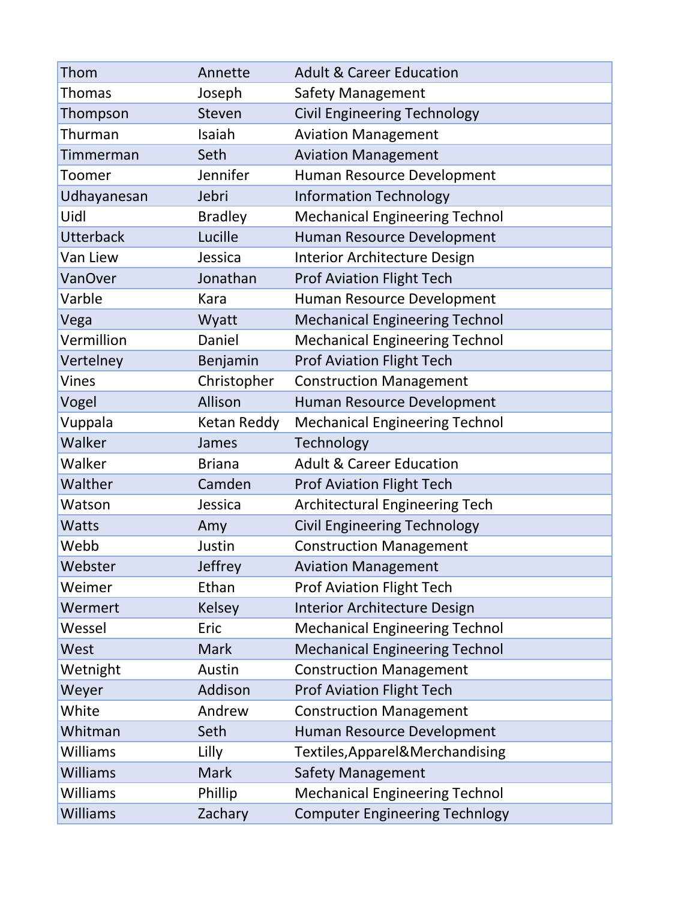| | | |
|---|---|---|
| Thom | Annette | Adult & Career Education |
| Thomas | Joseph | Safety Management |
| Thompson | Steven | Civil Engineering Technology |
| Thurman | Isaiah | Aviation Management |
| Timmerman | Seth | Aviation Management |
| Toomer | Jennifer | Human Resource Development |
| Udhayanesan | Jebri | Information Technology |
| Uidl | Bradley | Mechanical Engineering Technol |
| Utterback | Lucille | Human Resource Development |
| Van Liew | Jessica | Interior Architecture Design |
| VanOver | Jonathan | Prof Aviation Flight Tech |
| Varble | Kara | Human Resource Development |
| Vega | Wyatt | Mechanical Engineering Technol |
| Vermillion | Daniel | Mechanical Engineering Technol |
| Vertelney | Benjamin | Prof Aviation Flight Tech |
| Vines | Christopher | Construction Management |
| Vogel | Allison | Human Resource Development |
| Vuppala | Ketan Reddy | Mechanical Engineering Technol |
| Walker | James | Technology |
| Walker | Briana | Adult & Career Education |
| Walther | Camden | Prof Aviation Flight Tech |
| Watson | Jessica | Architectural Engineering Tech |
| Watts | Amy | Civil Engineering Technology |
| Webb | Justin | Construction Management |
| Webster | Jeffrey | Aviation Management |
| Weimer | Ethan | Prof Aviation Flight Tech |
| Wermert | Kelsey | Interior Architecture Design |
| Wessel | Eric | Mechanical Engineering Technol |
| West | Mark | Mechanical Engineering Technol |
| Wetnight | Austin | Construction Management |
| Weyer | Addison | Prof Aviation Flight Tech |
| White | Andrew | Construction Management |
| Whitman | Seth | Human Resource Development |
| Williams | Lilly | Textiles,Apparel&Merchandising |
| Williams | Mark | Safety Management |
| Williams | Phillip | Mechanical Engineering Technol |
| Williams | Zachary | Computer Engineering Technlogy |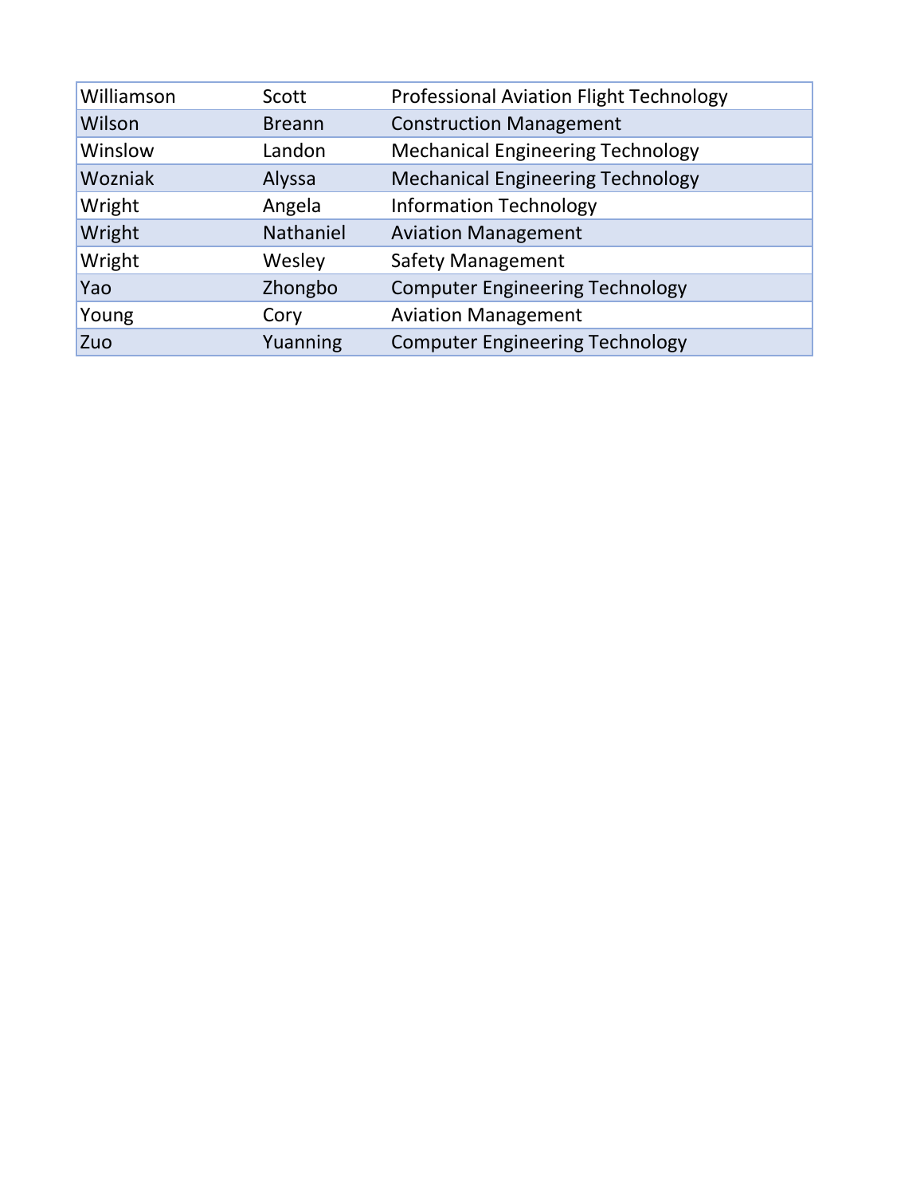| | | |
|---|---|---|
| Williamson | Scott | Professional Aviation Flight Technology |
| Wilson | Breann | Construction Management |
| Winslow | Landon | Mechanical Engineering Technology |
| Wozniak | Alyssa | Mechanical Engineering Technology |
| Wright | Angela | Information Technology |
| Wright | Nathaniel | Aviation Management |
| Wright | Wesley | Safety Management |
| Yao | Zhongbo | Computer Engineering Technology |
| Young | Cory | Aviation Management |
| Zuo | Yuanning | Computer Engineering Technology |